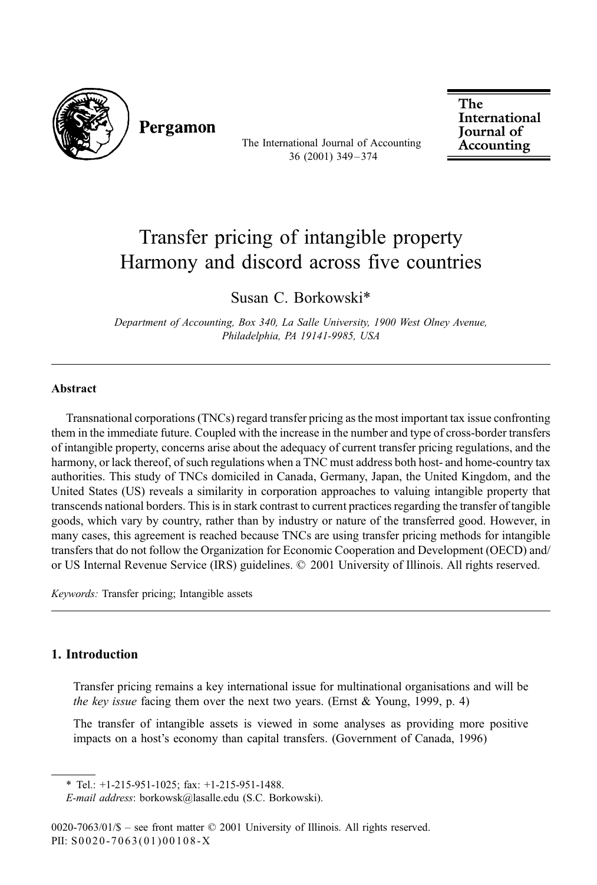# Transfer pricing of intangible property Harmony and discord across five countries

Susan C. Borkowski*

*Department of Accounting, Box 340, La Salle University, 1900 West Olney Avenue, Philadelphia, PA 19141-9985, USA*

## Abstract

Transnational corporations (TNCs) regard transfer pricing as the most important tax issue confronting them in the immediate future. Coupled with the increase in the number and type of cross-border transfers of intangible property, concerns arise about the adequacy of current transfer pricing regulations, and the harmony, or lack thereof, of such regulations when a TNC must address both host- and home-country tax authorities. This study of TNCs domiciled in Canada, Germany, Japan, the United Kingdom, and the United States (US) reveals a similarity in corporation approaches to valuing intangible property that transcends national borders. This is in stark contrast to current practices regarding the transfer of tangible goods, which vary by country, rather than by industry or nature of the transferred good. However, in many cases, this agreement is reached because TNCs are using transfer pricing methods for intangible transfers that do not follow the Organization for Economic Cooperation and Development (OECD) and/or US Internal Revenue Service (IRS) guidelines. © 2001 University of Illinois. All rights reserved.

*Keywords:* Transfer pricing; Intangible assets

## 1. Introduction

> Transfer pricing remains a key international issue for multinational organisations and will be *the key issue* facing them over the next two years. (Ernst & Young, 1999, p. 4)

> The transfer of intangible assets is viewed in some analyses as providing more positive impacts on a host's economy than capital transfers. (Government of Canada, 1996)

---

* Tel.: +1-215-951-1025; fax: +1-215-951-1488.
*E-mail address*: borkowsk@lasalle.edu (S.C. Borkowski).

0020-7063/01/$ – see front matter © 2001 University of Illinois. All rights reserved.
PII: S0020-7063(01)00108-X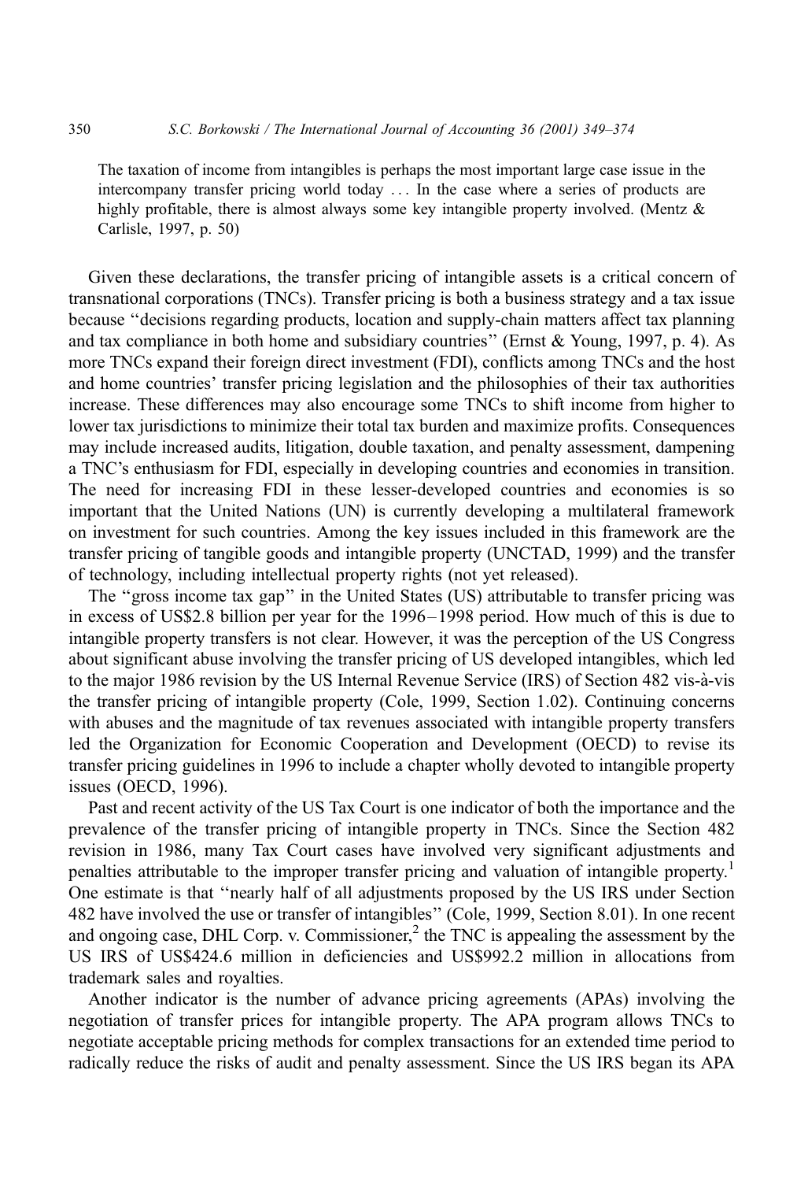> The taxation of income from intangibles is perhaps the most important large case issue in the intercompany transfer pricing world today ... In the case where a series of products are highly profitable, there is almost always some key intangible property involved. (Mentz & Carlisle, 1997, p. 50)

Given these declarations, the transfer pricing of intangible assets is a critical concern of transnational corporations (TNCs). Transfer pricing is both a business strategy and a tax issue because ''decisions regarding products, location and supply-chain matters affect tax planning and tax compliance in both home and subsidiary countries'' (Ernst & Young, 1997, p. 4). As more TNCs expand their foreign direct investment (FDI), conflicts among TNCs and the host and home countries' transfer pricing legislation and the philosophies of their tax authorities increase. These differences may also encourage some TNCs to shift income from higher to lower tax jurisdictions to minimize their total tax burden and maximize profits. Consequences may include increased audits, litigation, double taxation, and penalty assessment, dampening a TNC's enthusiasm for FDI, especially in developing countries and economies in transition. The need for increasing FDI in these lesser-developed countries and economies is so important that the United Nations (UN) is currently developing a multilateral framework on investment for such countries. Among the key issues included in this framework are the transfer pricing of tangible goods and intangible property (UNCTAD, 1999) and the transfer of technology, including intellectual property rights (not yet released).

The ''gross income tax gap'' in the United States (US) attributable to transfer pricing was in excess of US$2.8 billion per year for the 1996–1998 period. How much of this is due to intangible property transfers is not clear. However, it was the perception of the US Congress about significant abuse involving the transfer pricing of US developed intangibles, which led to the major 1986 revision by the US Internal Revenue Service (IRS) of Section 482 vis-à-vis the transfer pricing of intangible property (Cole, 1999, Section 1.02). Continuing concerns with abuses and the magnitude of tax revenues associated with intangible property transfers led the Organization for Economic Cooperation and Development (OECD) to revise its transfer pricing guidelines in 1996 to include a chapter wholly devoted to intangible property issues (OECD, 1996).

Past and recent activity of the US Tax Court is one indicator of both the importance and the prevalence of the transfer pricing of intangible property in TNCs. Since the Section 482 revision in 1986, many Tax Court cases have involved very significant adjustments and penalties attributable to the improper transfer pricing and valuation of intangible property.[1] One estimate is that ''nearly half of all adjustments proposed by the US IRS under Section 482 have involved the use or transfer of intangibles'' (Cole, 1999, Section 8.01). In one recent and ongoing case, DHL Corp. v. Commissioner,[2] the TNC is appealing the assessment by the US IRS of US$424.6 million in deficiencies and US$992.2 million in allocations from trademark sales and royalties.

Another indicator is the number of advance pricing agreements (APAs) involving the negotiation of transfer prices for intangible property. The APA program allows TNCs to negotiate acceptable pricing methods for complex transactions for an extended time period to radically reduce the risks of audit and penalty assessment. Since the US IRS began its APA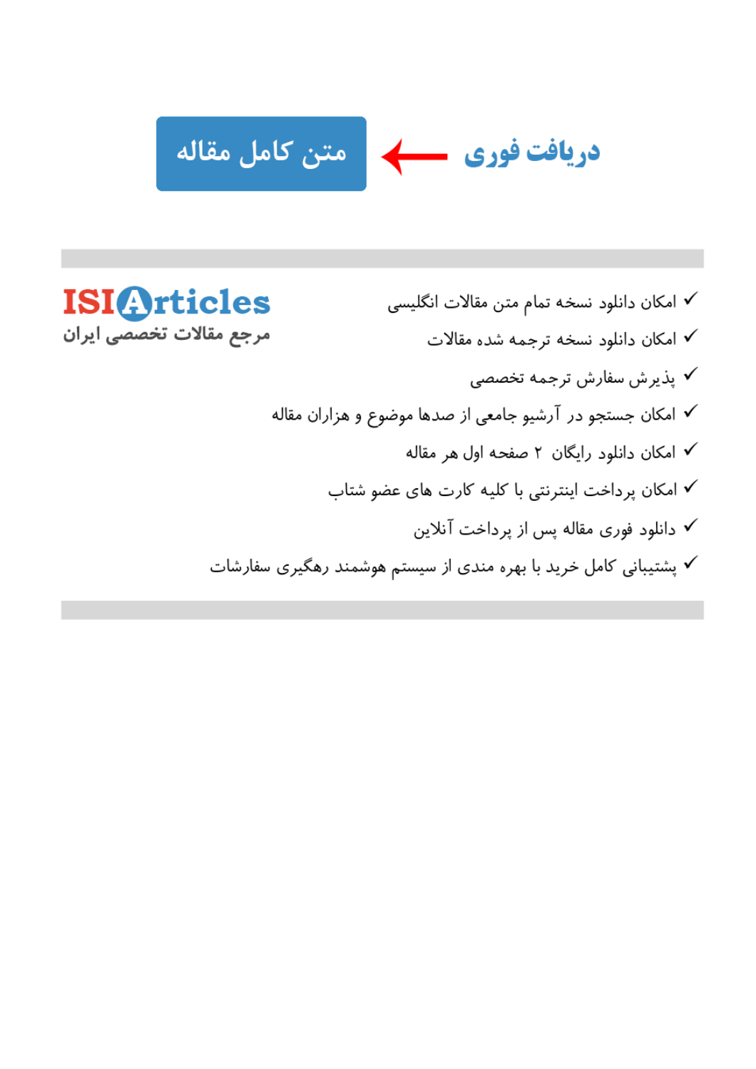دریافت فوری ← متن کامل مقاله

**ISIArticles**
مرجع مقالات تخصصی ایران

- ✓ امکان دانلود نسخه تمام متن مقالات انگلیسی
- ✓ امکان دانلود نسخه ترجمه شده مقالات
- ✓ پذیرش سفارش ترجمه تخصصی
- ✓ امکان جستجو در آرشیو جامعی از صدها موضوع و هزاران مقاله
- ✓ امکان دانلود رایگان ۲ صفحه اول هر مقاله
- ✓ امکان پرداخت اینترنتی با کلیه کارت های عضو شتاب
- ✓ دانلود فوری مقاله پس از پرداخت آنلاین
- ✓ پشتیبانی کامل خرید با بهره مندی از سیستم هوشمند رهگیری سفارشات